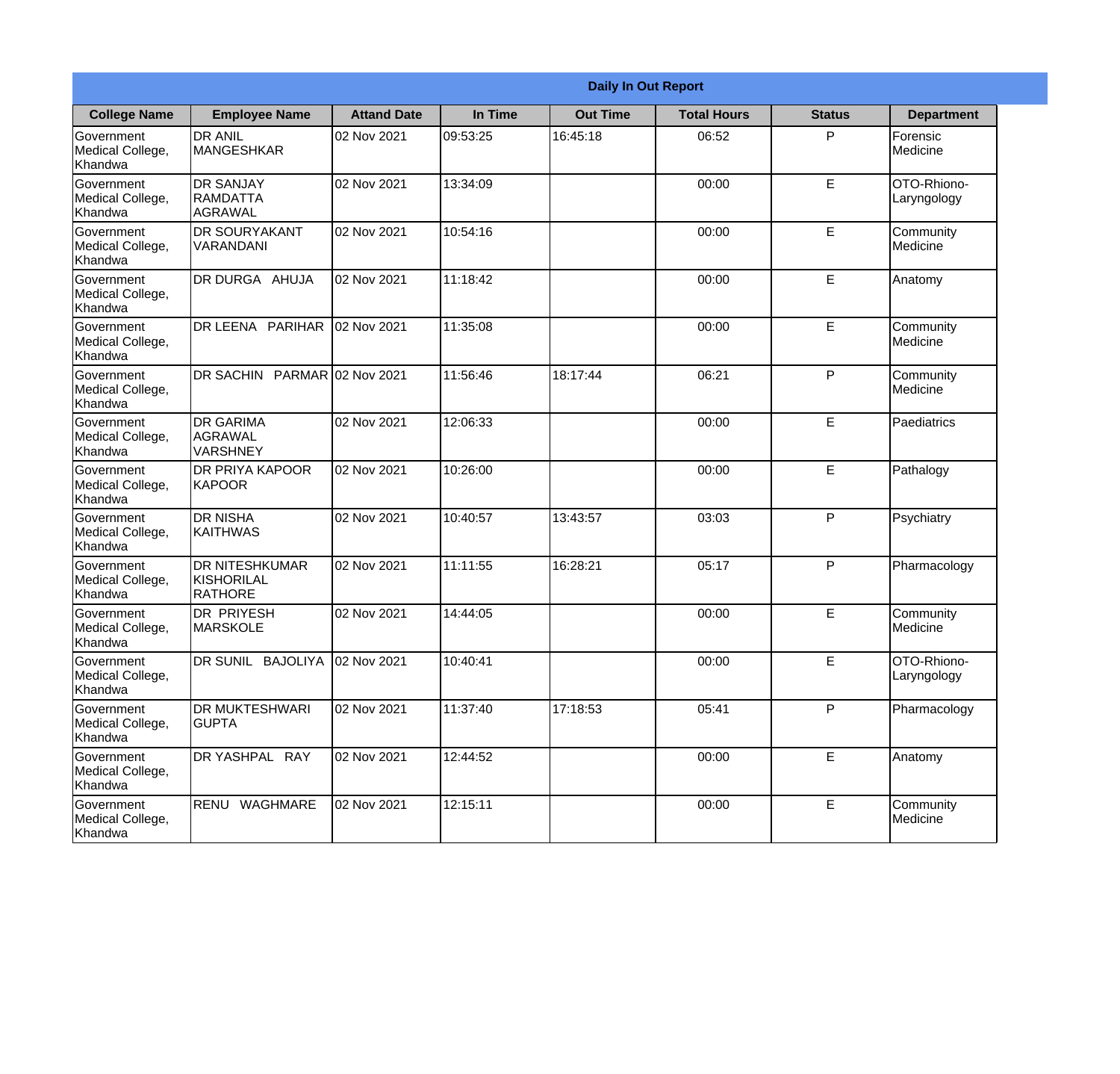**Daily In Out Report**

| College Name | Employee Name | Attand Date | In Time | Out Time | Total Hours | Status | Department |
|---|---|---|---|---|---|---|---|
| Government Medical College, Khandwa | DR ANIL MANGESHKAR | 02 Nov 2021 | 09:53:25 | 16:45:18 | 06:52 | P | Forensic Medicine |
| Government Medical College, Khandwa | DR SANJAY RAMDATTA AGRAWAL | 02 Nov 2021 | 13:34:09 | | 00:00 | E | OTO-Rhiono-Laryngology |
| Government Medical College, Khandwa | DR SOURYAKANT VARANDANI | 02 Nov 2021 | 10:54:16 | | 00:00 | E | Community Medicine |
| Government Medical College, Khandwa | DR DURGA AHUJA | 02 Nov 2021 | 11:18:42 | | 00:00 | E | Anatomy |
| Government Medical College, Khandwa | DR LEENA PARIHAR | 02 Nov 2021 | 11:35:08 | | 00:00 | E | Community Medicine |
| Government Medical College, Khandwa | DR SACHIN PARMAR | 02 Nov 2021 | 11:56:46 | 18:17:44 | 06:21 | P | Community Medicine |
| Government Medical College, Khandwa | DR GARIMA AGRAWAL VARSHNEY | 02 Nov 2021 | 12:06:33 | | 00:00 | E | Paediatrics |
| Government Medical College, Khandwa | DR PRIYA KAPOOR KAPOOR | 02 Nov 2021 | 10:26:00 | | 00:00 | E | Pathalogy |
| Government Medical College, Khandwa | DR NISHA KAITHWAS | 02 Nov 2021 | 10:40:57 | 13:43:57 | 03:03 | P | Psychiatry |
| Government Medical College, Khandwa | DR NITESHKUMAR KISHORILAL RATHORE | 02 Nov 2021 | 11:11:55 | 16:28:21 | 05:17 | P | Pharmacology |
| Government Medical College, Khandwa | DR PRIYESH MARSKOLE | 02 Nov 2021 | 14:44:05 | | 00:00 | E | Community Medicine |
| Government Medical College, Khandwa | DR SUNIL BAJOLIYA | 02 Nov 2021 | 10:40:41 | | 00:00 | E | OTO-Rhiono-Laryngology |
| Government Medical College, Khandwa | DR MUKTESHWARI GUPTA | 02 Nov 2021 | 11:37:40 | 17:18:53 | 05:41 | P | Pharmacology |
| Government Medical College, Khandwa | DR YASHPAL RAY | 02 Nov 2021 | 12:44:52 | | 00:00 | E | Anatomy |
| Government Medical College, Khandwa | RENU WAGHMARE | 02 Nov 2021 | 12:15:11 | | 00:00 | E | Community Medicine |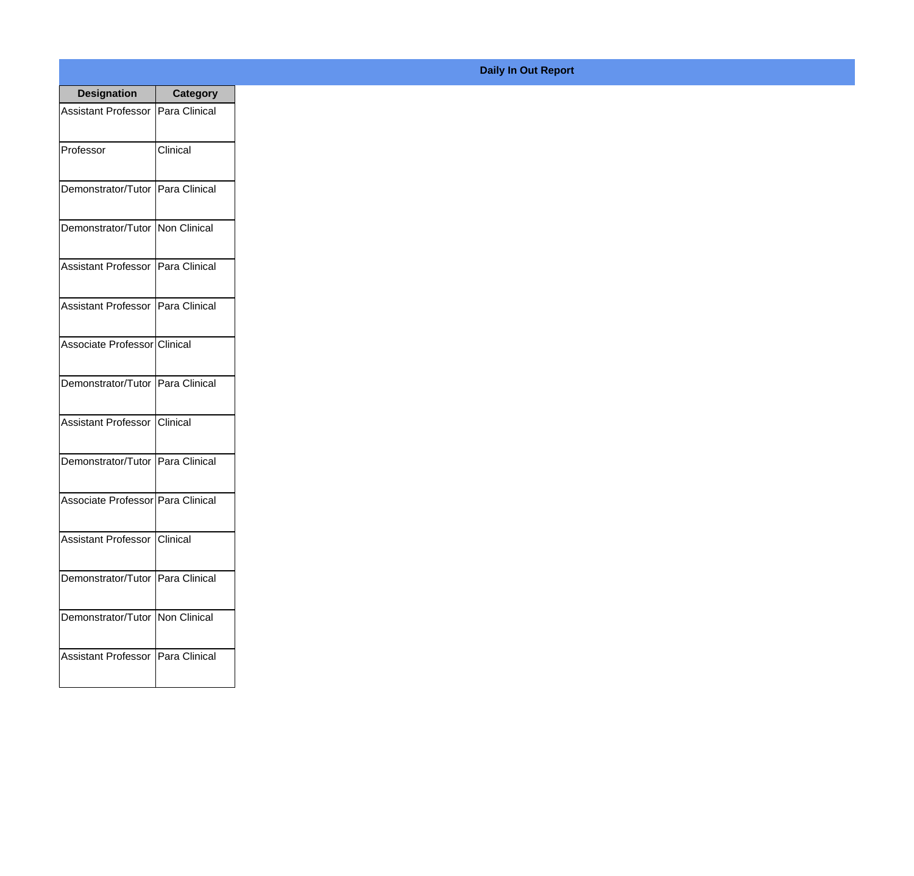**Daily In Out Report**

| Designation | Category |
| --- | --- |
| Assistant Professor | Para Clinical |
| Professor | Clinical |
| Demonstrator/Tutor | Para Clinical |
| Demonstrator/Tutor | Non Clinical |
| Assistant Professor | Para Clinical |
| Assistant Professor | Para Clinical |
| Associate Professor | Clinical |
| Demonstrator/Tutor | Para Clinical |
| Assistant Professor | Clinical |
| Demonstrator/Tutor | Para Clinical |
| Associate Professor | Para Clinical |
| Assistant Professor | Clinical |
| Demonstrator/Tutor | Para Clinical |
| Demonstrator/Tutor | Non Clinical |
| Assistant Professor | Para Clinical |